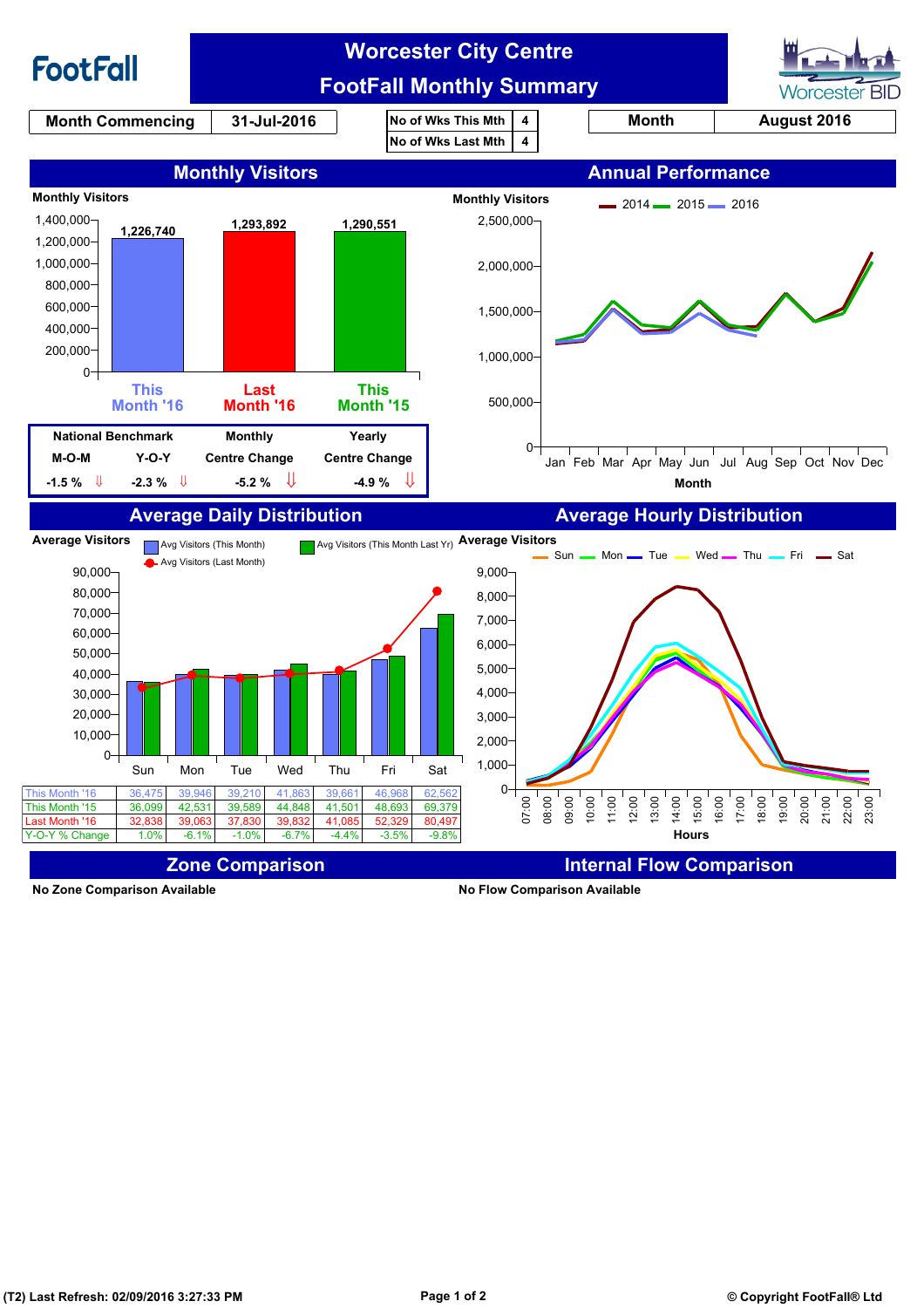# Worcester City Centre FootFall Monthly Summary

FootFall | Worcester BID

| Month Commencing | 31-Jul-2016 |
|---|---|

| No of Wks This Mth | 4 |
|---|---|
| No of Wks Last Mth | 4 |

| Month | August 2016 |
|---|---|

## Monthly Visitors

Monthly Visitors

| This Month '16 | Last Month '16 | This Month '15 |
|---|---|---|
| 1,226,740 | 1,293,892 | 1,290,551 |

| National Benchmark | | Monthly | Yearly |
|---|---|---|---|
| M-O-M | Y-O-Y | Centre Change | Centre Change |
| -1.5 % ⇓ | -2.3 % ⇓ | -5.2 % ⇓ | -4.9 % ⇓ |

## Annual Performance

Monthly Visitors — 2014, 2015, 2016 (Jan–Dec); Month

## Average Daily Distribution

Average Visitors — Avg Visitors (This Month), Avg Visitors (This Month Last Yr), Avg Visitors (Last Month)

| | Sun | Mon | Tue | Wed | Thu | Fri | Sat |
|---|---|---|---|---|---|---|---|
| This Month '16 | 36,475 | 39,946 | 39,210 | 41,863 | 39,661 | 46,968 | 62,562 |
| This Month '15 | 36,099 | 42,531 | 39,589 | 44,848 | 41,501 | 48,693 | 69,379 |
| Last Month '16 | 32,838 | 39,063 | 37,830 | 39,832 | 41,085 | 52,329 | 80,497 |
| Y-O-Y % Change | 1.0% | -6.1% | -1.0% | -6.7% | -4.4% | -3.5% | -9.8% |

## Average Hourly Distribution

Average Visitors — Sun, Mon, Tue, Wed, Thu, Fri, Sat; Hours (07:00–23:00)

## Zone Comparison

No Zone Comparison Available

## Internal Flow Comparison

No Flow Comparison Available

(T2) Last Refresh: 02/09/2016 3:27:33 PM

© Copyright FootFall® Ltd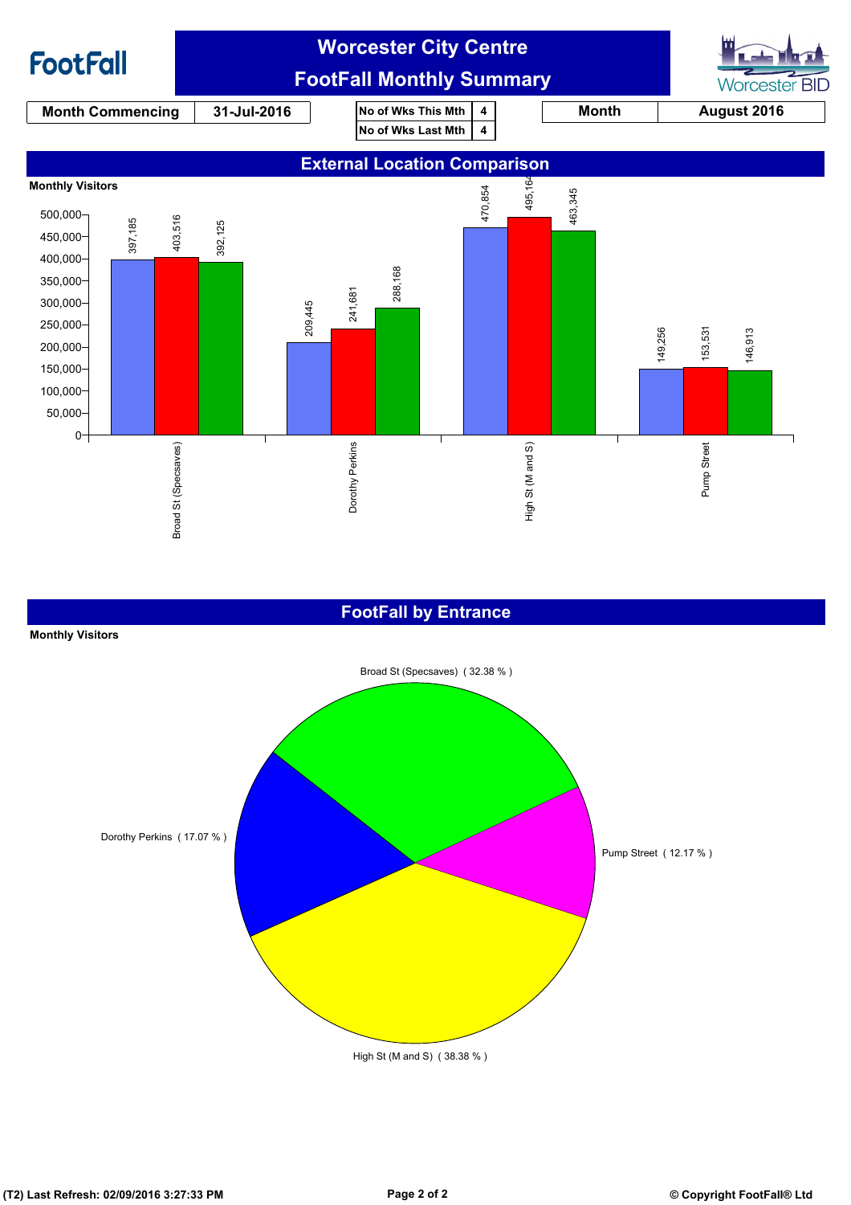# Worcester City Centre
## FootFall Monthly Summary

| Month Commencing | 31-Jul-2016 |
|---|---|

| No of Wks This Mth | 4 |
|---|---|
| No of Wks Last Mth | 4 |

| Month | August 2016 |
|---|---|

## External Location Comparison

**Monthly Visitors**

| Location | | | |
|---|---|---|---|
| Broad St (Specsaves) | 397,185 | 403,516 | 392,125 |
| Dorothy Perkins | 209,445 | 241,681 | 288,168 |
| High St (M and S) | 470,854 | 495,164 | 463,345 |
| Pump Street | 149,256 | 153,531 | 146,913 |

## FootFall by Entrance

**Monthly Visitors**

| Entrance | Share |
|---|---|
| Broad St (Specsaves) | 32.38 % |
| Dorothy Perkins | 17.07 % |
| High St (M and S) | 38.38 % |
| Pump Street | 12.17 % |

(T2) Last Refresh: 02/09/2016 3:27:33 PM

© Copyright FootFall® Ltd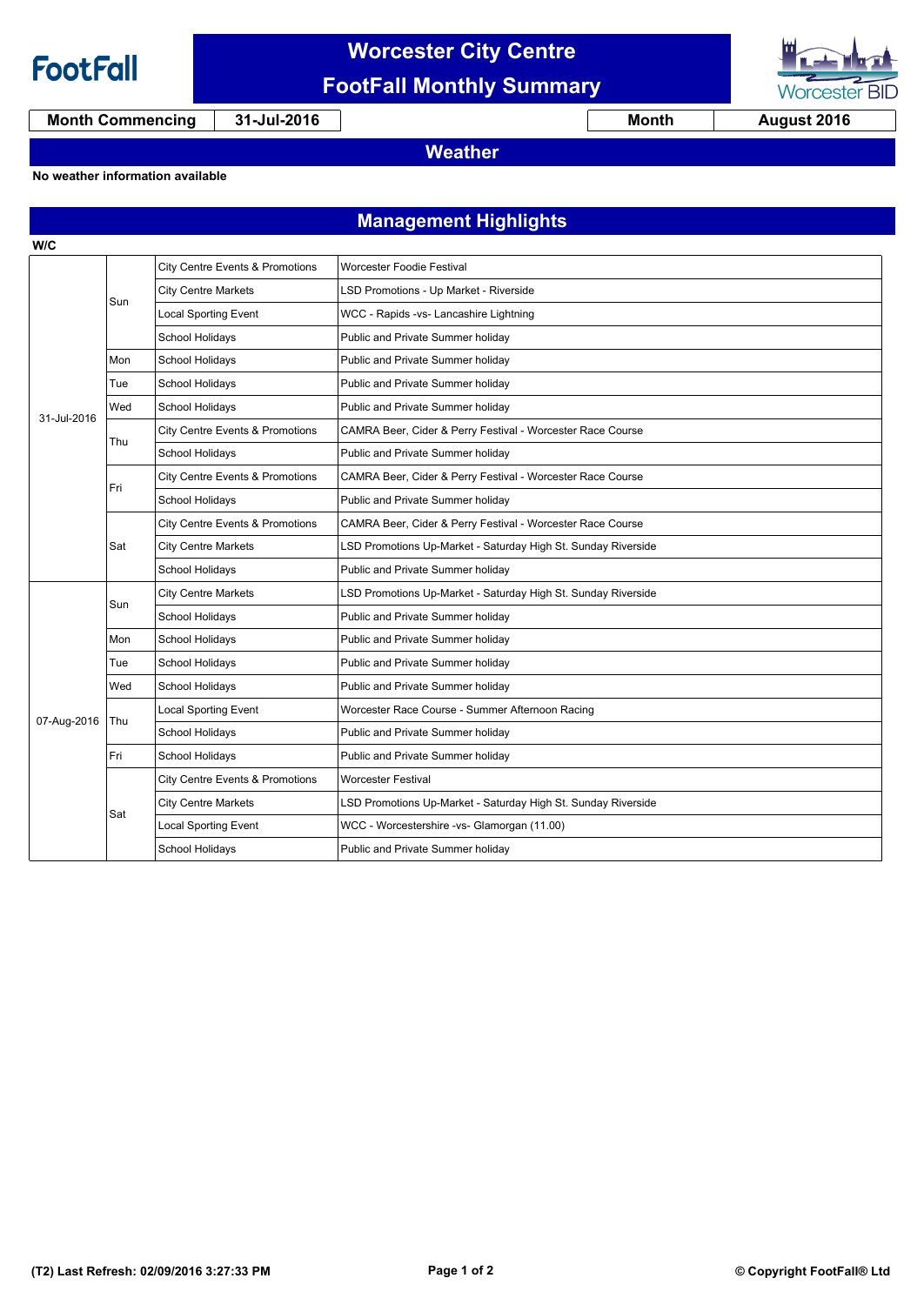# Worcester City Centre
## FootFall Monthly Summary

| Month Commencing | 31-Jul-2016 | Month | August 2016 |
|---|---|---|---|

## Weather

**No weather information available**

## Management Highlights

| W/C | Day | Category | Details |
|---|---|---|---|
| 31-Jul-2016 | Sun | City Centre Events & Promotions | Worcester Foodie Festival |
| | | City Centre Markets | LSD Promotions - Up Market - Riverside |
| | | Local Sporting Event | WCC - Rapids -vs- Lancashire Lightning |
| | | School Holidays | Public and Private Summer holiday |
| | Mon | School Holidays | Public and Private Summer holiday |
| | Tue | School Holidays | Public and Private Summer holiday |
| | Wed | School Holidays | Public and Private Summer holiday |
| | Thu | City Centre Events & Promotions | CAMRA Beer, Cider & Perry Festival - Worcester Race Course |
| | | School Holidays | Public and Private Summer holiday |
| | Fri | City Centre Events & Promotions | CAMRA Beer, Cider & Perry Festival - Worcester Race Course |
| | | School Holidays | Public and Private Summer holiday |
| | Sat | City Centre Events & Promotions | CAMRA Beer, Cider & Perry Festival - Worcester Race Course |
| | | City Centre Markets | LSD Promotions Up-Market - Saturday High St. Sunday Riverside |
| | | School Holidays | Public and Private Summer holiday |
| 07-Aug-2016 | Sun | City Centre Markets | LSD Promotions Up-Market - Saturday High St. Sunday Riverside |
| | | School Holidays | Public and Private Summer holiday |
| | Mon | School Holidays | Public and Private Summer holiday |
| | Tue | School Holidays | Public and Private Summer holiday |
| | Wed | School Holidays | Public and Private Summer holiday |
| | Thu | Local Sporting Event | Worcester Race Course - Summer Afternoon Racing |
| | | School Holidays | Public and Private Summer holiday |
| | Fri | School Holidays | Public and Private Summer holiday |
| | Sat | City Centre Events & Promotions | Worcester Festival |
| | | City Centre Markets | LSD Promotions Up-Market - Saturday High St. Sunday Riverside |
| | | Local Sporting Event | WCC - Worcestershire -vs- Glamorgan (11.00) |
| | | School Holidays | Public and Private Summer holiday |

(T2) Last Refresh: 02/09/2016 3:27:33 PM

© Copyright FootFall® Ltd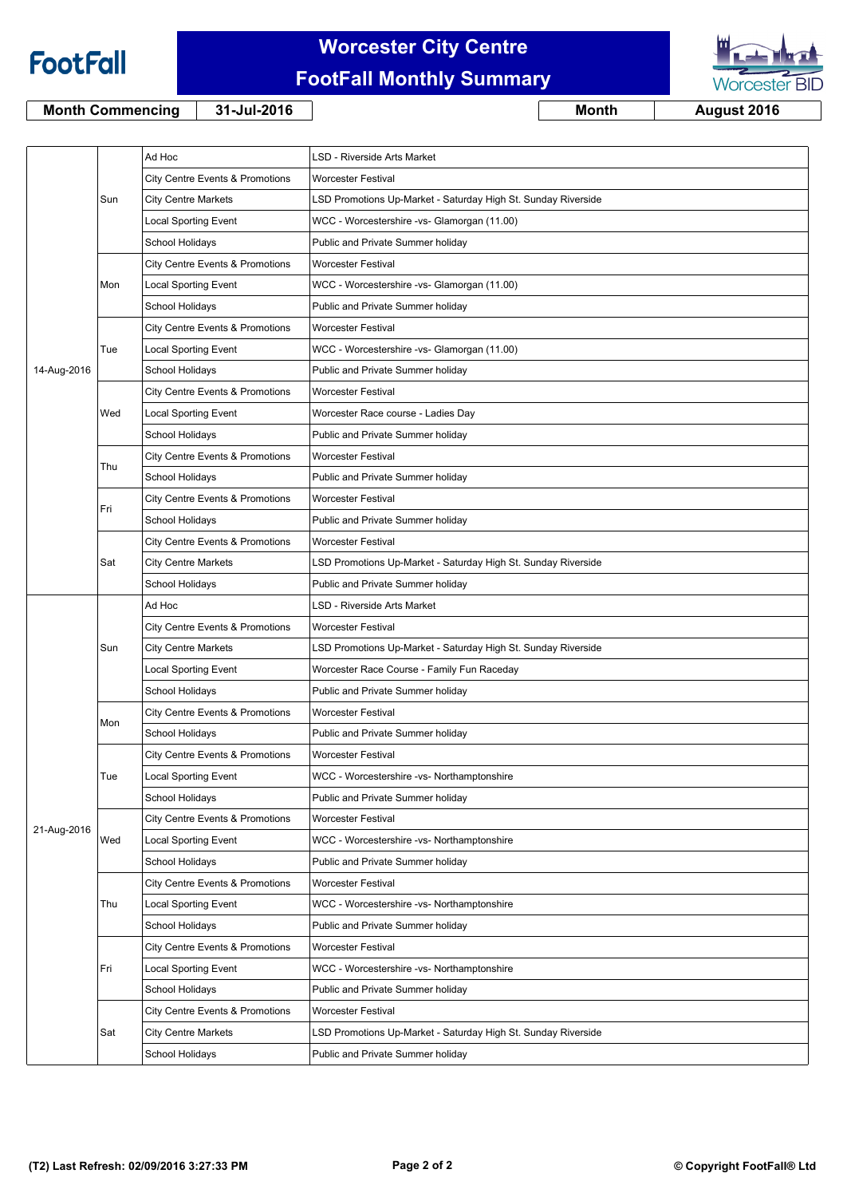# Worcester City Centre

## FootFall Monthly Summary

| Month Commencing | 31-Jul-2016 | Month | August 2016 |
|---|---|---|---|

| | | | |
|---|---|---|---|
| 14-Aug-2016 | Sun | Ad Hoc | LSD - Riverside Arts Market |
| | | City Centre Events & Promotions | Worcester Festival |
| | | City Centre Markets | LSD Promotions Up-Market - Saturday High St. Sunday Riverside |
| | | Local Sporting Event | WCC - Worcestershire -vs- Glamorgan (11.00) |
| | | School Holidays | Public and Private Summer holiday |
| | Mon | City Centre Events & Promotions | Worcester Festival |
| | | Local Sporting Event | WCC - Worcestershire -vs- Glamorgan (11.00) |
| | | School Holidays | Public and Private Summer holiday |
| | Tue | City Centre Events & Promotions | Worcester Festival |
| | | Local Sporting Event | WCC - Worcestershire -vs- Glamorgan (11.00) |
| | | School Holidays | Public and Private Summer holiday |
| | Wed | City Centre Events & Promotions | Worcester Festival |
| | | Local Sporting Event | Worcester Race course - Ladies Day |
| | | School Holidays | Public and Private Summer holiday |
| | Thu | City Centre Events & Promotions | Worcester Festival |
| | | School Holidays | Public and Private Summer holiday |
| | Fri | City Centre Events & Promotions | Worcester Festival |
| | | School Holidays | Public and Private Summer holiday |
| | Sat | City Centre Events & Promotions | Worcester Festival |
| | | City Centre Markets | LSD Promotions Up-Market - Saturday High St. Sunday Riverside |
| | | School Holidays | Public and Private Summer holiday |
| 21-Aug-2016 | Sun | Ad Hoc | LSD - Riverside Arts Market |
| | | City Centre Events & Promotions | Worcester Festival |
| | | City Centre Markets | LSD Promotions Up-Market - Saturday High St. Sunday Riverside |
| | | Local Sporting Event | Worcester Race Course - Family Fun Raceday |
| | | School Holidays | Public and Private Summer holiday |
| | Mon | City Centre Events & Promotions | Worcester Festival |
| | | School Holidays | Public and Private Summer holiday |
| | Tue | City Centre Events & Promotions | Worcester Festival |
| | | Local Sporting Event | WCC - Worcestershire -vs- Northamptonshire |
| | | School Holidays | Public and Private Summer holiday |
| | Wed | City Centre Events & Promotions | Worcester Festival |
| | | Local Sporting Event | WCC - Worcestershire -vs- Northamptonshire |
| | | School Holidays | Public and Private Summer holiday |
| | Thu | City Centre Events & Promotions | Worcester Festival |
| | | Local Sporting Event | WCC - Worcestershire -vs- Northamptonshire |
| | | School Holidays | Public and Private Summer holiday |
| | Fri | City Centre Events & Promotions | Worcester Festival |
| | | Local Sporting Event | WCC - Worcestershire -vs- Northamptonshire |
| | | School Holidays | Public and Private Summer holiday |
| | Sat | City Centre Events & Promotions | Worcester Festival |
| | | City Centre Markets | LSD Promotions Up-Market - Saturday High St. Sunday Riverside |
| | | School Holidays | Public and Private Summer holiday |

(T2) Last Refresh: 02/09/2016 3:27:33 PM

© Copyright FootFall® Ltd